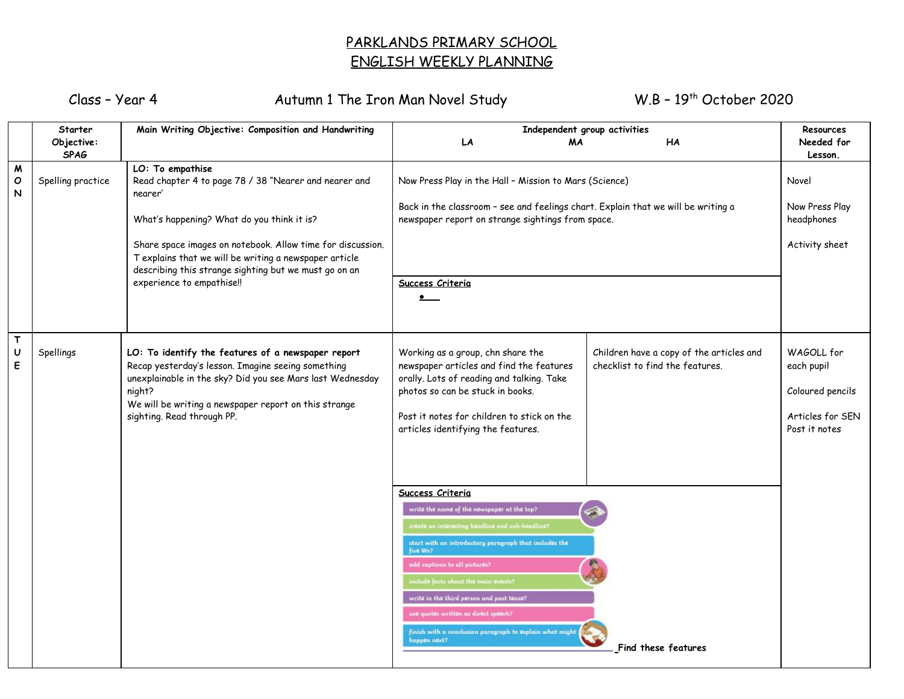# PARKLANDS PRIMARY SCHOOL
# ENGLISH WEEKLY PLANNING

Class – Year 4 | Autumn 1 The Iron Man Novel Study | W.B – 19th October 2020

| | Starter Objective: SPAG | Main Writing Objective: Composition and Handwriting | Independent group activities LA | MA | HA | Resources Needed for Lesson. |
|---|---|---|---|---|---|---|
| MON | Spelling practice | **LO: To empathise**<br>Read chapter 4 to page 78 / 38 "Nearer and nearer and nearer'<br><br>What's happening? What do you think it is?<br><br>Share space images on notebook. Allow time for discussion. T explains that we will be writing a newspaper article describing this strange sighting but we must go on an experience to empathise!! | Now Press Play in the Hall – Mission to Mars (Science)<br><br>Back in the classroom – see and feelings chart. Explain that we will be writing a newspaper report on strange sightings from space.<br><br>**Success Criteria**<br>• | | | Novel<br><br>Now Press Play headphones<br><br>Activity sheet |
| TUE | Spellings | **LO: To identify the features of a newspaper report**<br>Recap yesterday's lesson. Imagine seeing something unexplainable in the sky? Did you see Mars last Wednesday night?<br>We will be writing a newspaper report on this strange sighting. Read through PP. | Working as a group, chn share the newspaper articles and find the features orally. Lots of reading and talking. Take photos so can be stuck in books.<br><br>Post it notes for children to stick on the articles identifying the features. | Children have a copy of the articles and checklist to find the features. | | WAGOLL for each pupil<br><br>Coloured pencils<br><br>Articles for SEN<br>Post it notes |
| | | | **Success Criteria**<br>write the name of the newspaper at the top?<br>create an interesting headline and sub-headline?<br>start with an introductory paragraph that includes the five Ws?<br>add captions to all pictures?<br>include facts about the main events?<br>write in the third person and past tense?<br>use quotes written as direct speech?<br>finish with a conclusion paragraph to explain what might happen next?<br>Find these features | | | |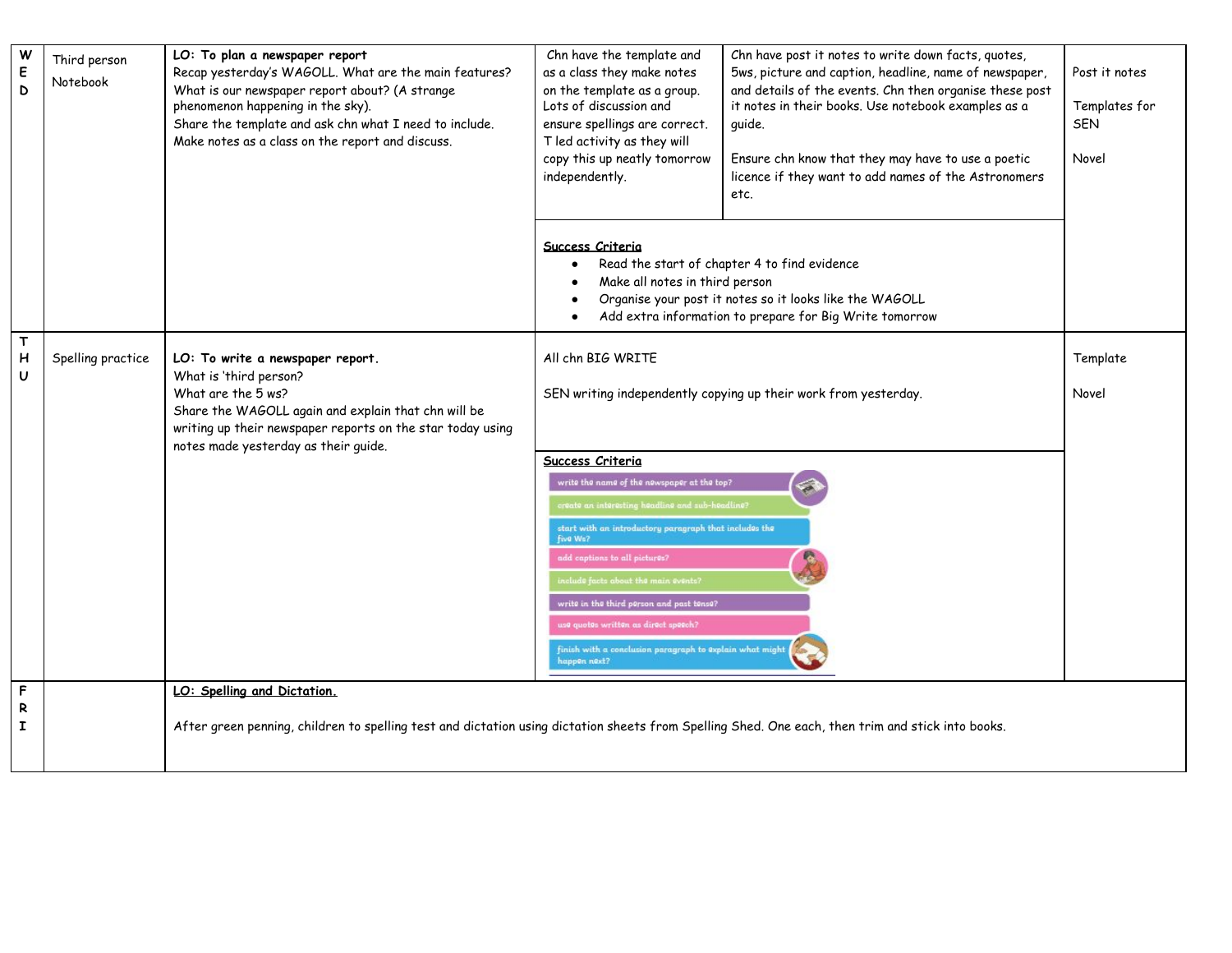| | | | | | |
|---|---|---|---|---|---|
| WED | Third person<br><br>Notebook | **LO: To plan a newspaper report**<br>Recap yesterday's WAGOLL. What are the main features?<br>What is our newspaper report about? (A strange phenomenon happening in the sky).<br>Share the template and ask chn what I need to include.<br>Make notes as a class on the report and discuss. | Chn have the template and as a class they make notes on the template as a group. Lots of discussion and ensure spellings are correct. T led activity as they will copy this up neatly tomorrow independently.<br><br>**Success Criteria**<br>• Read the start of chapter 4 to find evidence<br>• Make all notes in third person<br>• Organise your post it notes so it looks like the WAGOLL<br>• Add extra information to prepare for Big Write tomorrow | Chn have post it notes to write down facts, quotes, 5ws, picture and caption, headline, name of newspaper, and details of the events. Chn then organise these post it notes in their books. Use notebook examples as a guide.<br><br>Ensure chn know that they may have to use a poetic licence if they want to add names of the Astronomers etc. | Post it notes<br><br>Templates for SEN<br><br>Novel |
| THU | Spelling practice | **LO: To write a newspaper report.**<br>What is 'third person?<br>What are the 5 ws?<br>Share the WAGOLL again and explain that chn will be writing up their newspaper reports on the star today using notes made yesterday as their guide. | All chn BIG WRITE<br><br>SEN writing independently copying up their work from yesterday.<br><br>**Success Criteria**<br>write the name of the newspaper at the top?<br>create an interesting headline and sub-headline?<br>start with an introductory paragraph that includes the five Ws?<br>add captions to all pictures?<br>include facts about the main events?<br>write in the third person and past tense?<br>use quotes written as direct speech?<br>finish with a conclusion paragraph to explain what might happen next? | | Template<br><br>Novel |
| FRI | | **LO: Spelling and Dictation.**<br><br>After green penning, children to spelling test and dictation using dictation sheets from Spelling Shed. One each, then trim and stick into books. | | | |